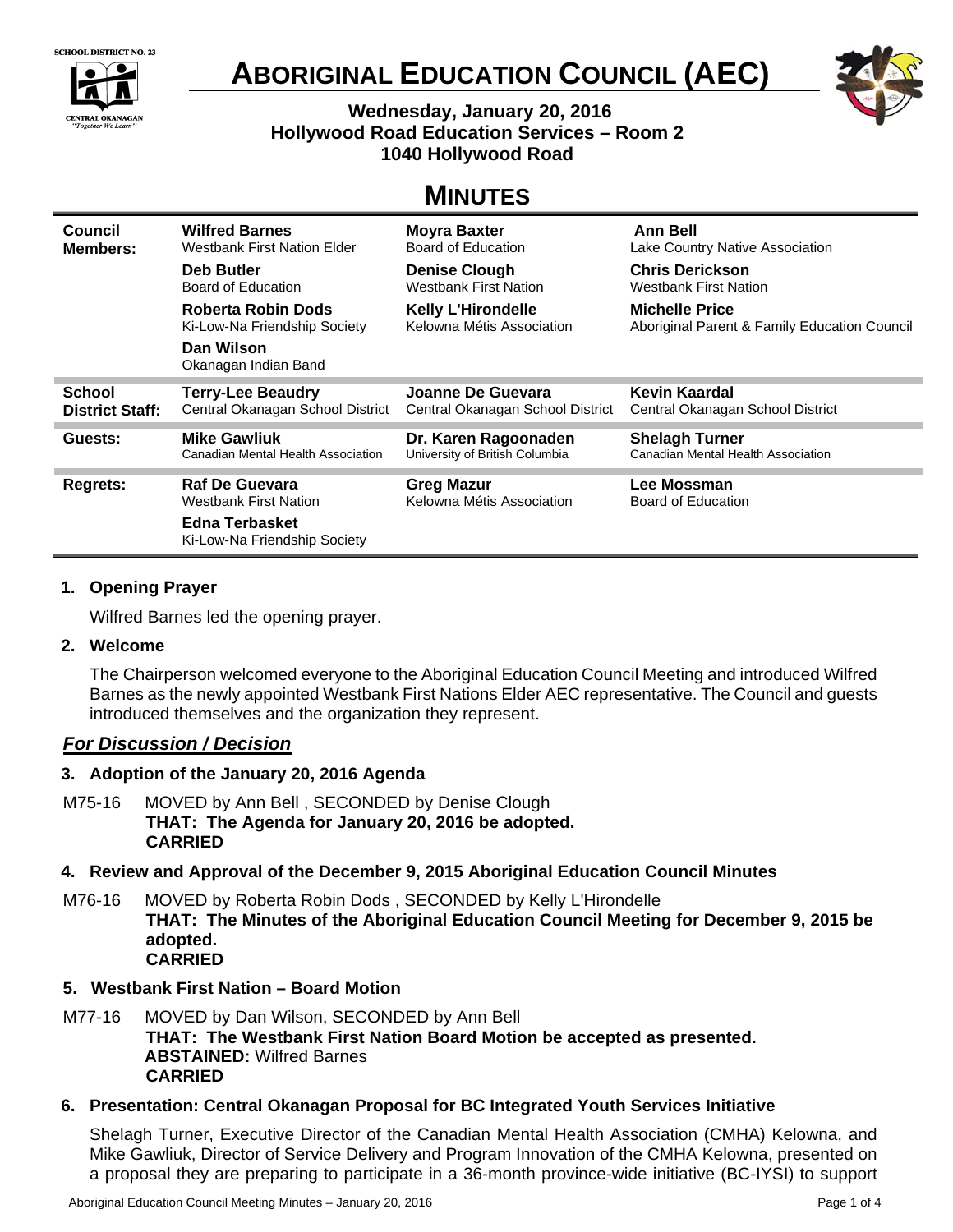SCHOOL DISTRICT NO. 23
CENTRAL OKANAGAN
"Together We Learn"

# ABORIGINAL EDUCATION COUNCIL (AEC)

**Wednesday, January 20, 2016**
**Hollywood Road Education Services – Room 2**
**1040 Hollywood Road**

## MINUTES

| | | | |
|---|---|---|---|
| **Council Members:** | **Wilfred Barnes**<br>Westbank First Nation Elder | **Moyra Baxter**<br>Board of Education | **Ann Bell**<br>Lake Country Native Association |
| | **Deb Butler**<br>Board of Education | **Denise Clough**<br>Westbank First Nation | **Chris Derickson**<br>Westbank First Nation |
| | **Roberta Robin Dods**<br>Ki-Low-Na Friendship Society | **Kelly L'Hirondelle**<br>Kelowna Métis Association | **Michelle Price**<br>Aboriginal Parent & Family Education Council |
| | **Dan Wilson**<br>Okanagan Indian Band | | |
| **School District Staff:** | **Terry-Lee Beaudry**<br>Central Okanagan School District | **Joanne De Guevara**<br>Central Okanagan School District | **Kevin Kaardal**<br>Central Okanagan School District |
| **Guests:** | **Mike Gawliuk**<br>Canadian Mental Health Association | **Dr. Karen Ragoonaden**<br>University of British Columbia | **Shelagh Turner**<br>Canadian Mental Health Association |
| **Regrets:** | **Raf De Guevara**<br>Westbank First Nation | **Greg Mazur**<br>Kelowna Métis Association | **Lee Mossman**<br>Board of Education |
| | **Edna Terbasket**<br>Ki-Low-Na Friendship Society | | |

### 1. Opening Prayer

Wilfred Barnes led the opening prayer.

### 2. Welcome

The Chairperson welcomed everyone to the Aboriginal Education Council Meeting and introduced Wilfred Barnes as the newly appointed Westbank First Nations Elder AEC representative. The Council and guests introduced themselves and the organization they represent.

## *For Discussion / Decision*

### 3. Adoption of the January 20, 2016 Agenda

M75-16 MOVED by Ann Bell , SECONDED by Denise Clough
**THAT: The Agenda for January 20, 2016 be adopted.**
**CARRIED**

### 4. Review and Approval of the December 9, 2015 Aboriginal Education Council Minutes

M76-16 MOVED by Roberta Robin Dods , SECONDED by Kelly L'Hirondelle
**THAT: The Minutes of the Aboriginal Education Council Meeting for December 9, 2015 be adopted.**
**CARRIED**

### 5. Westbank First Nation – Board Motion

M77-16 MOVED by Dan Wilson, SECONDED by Ann Bell
**THAT: The Westbank First Nation Board Motion be accepted as presented.**
**ABSTAINED:** Wilfred Barnes
**CARRIED**

### 6. Presentation: Central Okanagan Proposal for BC Integrated Youth Services Initiative

Shelagh Turner, Executive Director of the Canadian Mental Health Association (CMHA) Kelowna, and Mike Gawliuk, Director of Service Delivery and Program Innovation of the CMHA Kelowna, presented on a proposal they are preparing to participate in a 36-month province-wide initiative (BC-IYSI) to support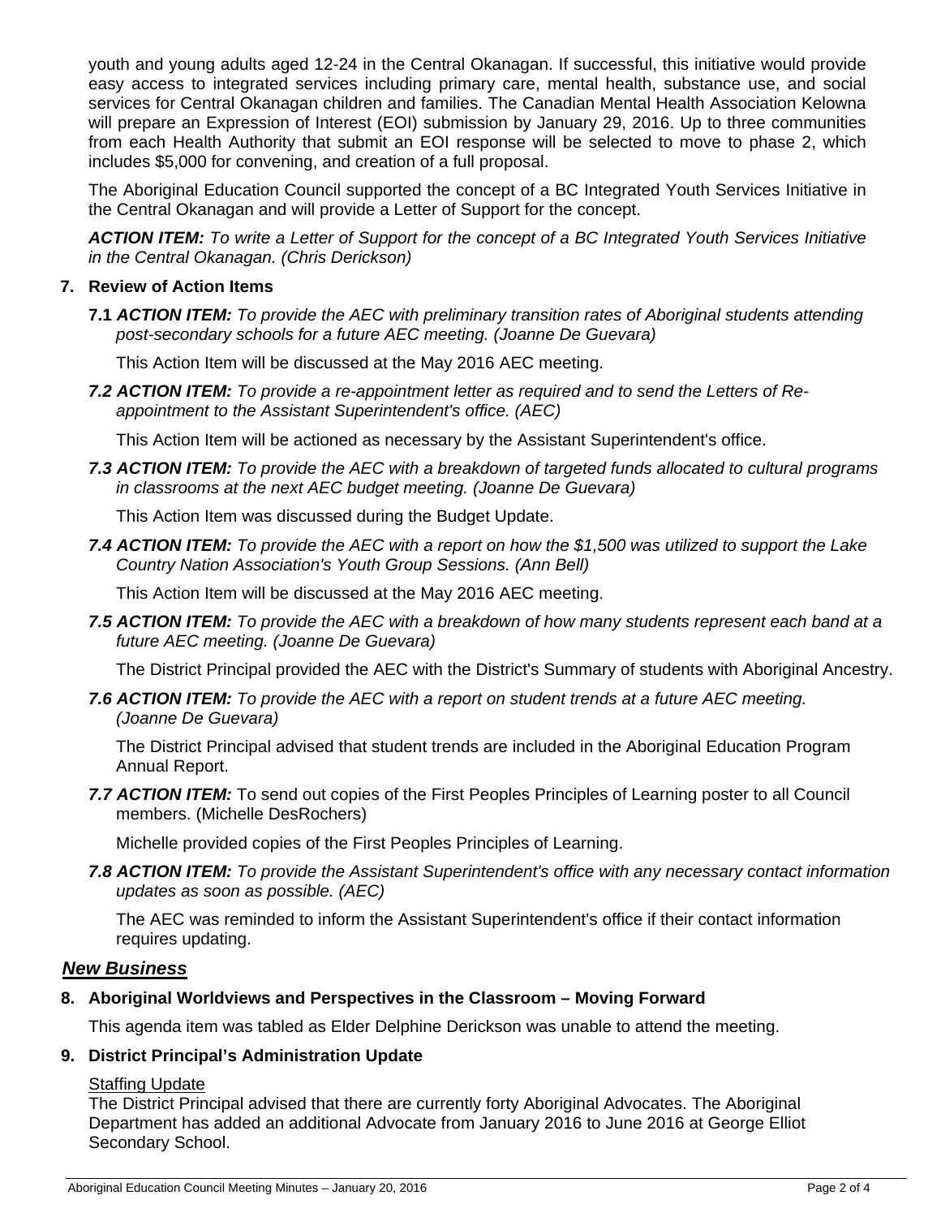youth and young adults aged 12-24 in the Central Okanagan. If successful, this initiative would provide easy access to integrated services including primary care, mental health, substance use, and social services for Central Okanagan children and families. The Canadian Mental Health Association Kelowna will prepare an Expression of Interest (EOI) submission by January 29, 2016. Up to three communities from each Health Authority that submit an EOI response will be selected to move to phase 2, which includes $5,000 for convening, and creation of a full proposal.

The Aboriginal Education Council supported the concept of a BC Integrated Youth Services Initiative in the Central Okanagan and will provide a Letter of Support for the concept.

***ACTION ITEM:*** *To write a Letter of Support for the concept of a BC Integrated Youth Services Initiative in the Central Okanagan. (Chris Derickson)*

**7. Review of Action Items**

**7.1** ***ACTION ITEM:*** *To provide the AEC with preliminary transition rates of Aboriginal students attending post-secondary schools for a future AEC meeting. (Joanne De Guevara)*

This Action Item will be discussed at the May 2016 AEC meeting.

***7.2 ACTION ITEM:*** *To provide a re-appointment letter as required and to send the Letters of Re-appointment to the Assistant Superintendent's office. (AEC)*

This Action Item will be actioned as necessary by the Assistant Superintendent's office.

***7.3 ACTION ITEM:*** *To provide the AEC with a breakdown of targeted funds allocated to cultural programs in classrooms at the next AEC budget meeting. (Joanne De Guevara)*

This Action Item was discussed during the Budget Update.

***7.4 ACTION ITEM:*** *To provide the AEC with a report on how the $1,500 was utilized to support the Lake Country Nation Association's Youth Group Sessions. (Ann Bell)*

This Action Item will be discussed at the May 2016 AEC meeting.

***7.5 ACTION ITEM:*** *To provide the AEC with a breakdown of how many students represent each band at a future AEC meeting. (Joanne De Guevara)*

The District Principal provided the AEC with the District's Summary of students with Aboriginal Ancestry.

***7.6 ACTION ITEM:*** *To provide the AEC with a report on student trends at a future AEC meeting. (Joanne De Guevara)*

The District Principal advised that student trends are included in the Aboriginal Education Program Annual Report.

***7.7 ACTION ITEM:*** To send out copies of the First Peoples Principles of Learning poster to all Council members. (Michelle DesRochers)

Michelle provided copies of the First Peoples Principles of Learning.

***7.8 ACTION ITEM:*** *To provide the Assistant Superintendent's office with any necessary contact information updates as soon as possible. (AEC)*

The AEC was reminded to inform the Assistant Superintendent's office if their contact information requires updating.

## ***New Business***

**8. Aboriginal Worldviews and Perspectives in the Classroom – Moving Forward**

This agenda item was tabled as Elder Delphine Derickson was unable to attend the meeting.

**9. District Principal's Administration Update**

Staffing Update

The District Principal advised that there are currently forty Aboriginal Advocates. The Aboriginal Department has added an additional Advocate from January 2016 to June 2016 at George Elliot Secondary School.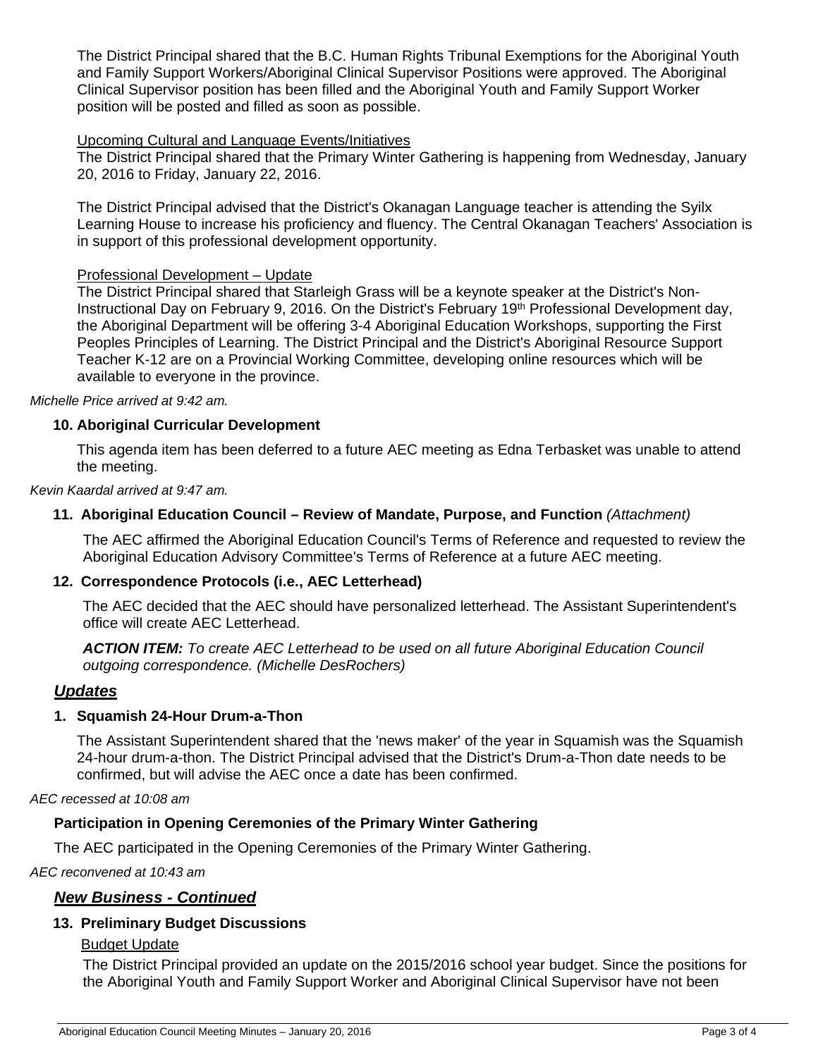The District Principal shared that the B.C. Human Rights Tribunal Exemptions for the Aboriginal Youth and Family Support Workers/Aboriginal Clinical Supervisor Positions were approved. The Aboriginal Clinical Supervisor position has been filled and the Aboriginal Youth and Family Support Worker position will be posted and filled as soon as possible.

Upcoming Cultural and Language Events/Initiatives

The District Principal shared that the Primary Winter Gathering is happening from Wednesday, January 20, 2016 to Friday, January 22, 2016.

The District Principal advised that the District's Okanagan Language teacher is attending the Syilx Learning House to increase his proficiency and fluency. The Central Okanagan Teachers' Association is in support of this professional development opportunity.

Professional Development – Update

The District Principal shared that Starleigh Grass will be a keynote speaker at the District's Non-Instructional Day on February 9, 2016. On the District's February 19th Professional Development day, the Aboriginal Department will be offering 3-4 Aboriginal Education Workshops, supporting the First Peoples Principles of Learning. The District Principal and the District's Aboriginal Resource Support Teacher K-12 are on a Provincial Working Committee, developing online resources which will be available to everyone in the province.

*Michelle Price arrived at 9:42 am.*

**10. Aboriginal Curricular Development**

This agenda item has been deferred to a future AEC meeting as Edna Terbasket was unable to attend the meeting.

*Kevin Kaardal arrived at 9:47 am.*

**11. Aboriginal Education Council – Review of Mandate, Purpose, and Function** *(Attachment)*

The AEC affirmed the Aboriginal Education Council's Terms of Reference and requested to review the Aboriginal Education Advisory Committee's Terms of Reference at a future AEC meeting.

**12. Correspondence Protocols (i.e., AEC Letterhead)**

The AEC decided that the AEC should have personalized letterhead. The Assistant Superintendent's office will create AEC Letterhead.

***ACTION ITEM:*** *To create AEC Letterhead to be used on all future Aboriginal Education Council outgoing correspondence. (Michelle DesRochers)*

## ***Updates***

**1. Squamish 24-Hour Drum-a-Thon**

The Assistant Superintendent shared that the 'news maker' of the year in Squamish was the Squamish 24-hour drum-a-thon. The District Principal advised that the District's Drum-a-Thon date needs to be confirmed, but will advise the AEC once a date has been confirmed.

*AEC recessed at 10:08 am*

**Participation in Opening Ceremonies of the Primary Winter Gathering**

The AEC participated in the Opening Ceremonies of the Primary Winter Gathering.

*AEC reconvened at 10:43 am*

## ***New Business - Continued***

**13. Preliminary Budget Discussions**

Budget Update

The District Principal provided an update on the 2015/2016 school year budget. Since the positions for the Aboriginal Youth and Family Support Worker and Aboriginal Clinical Supervisor have not been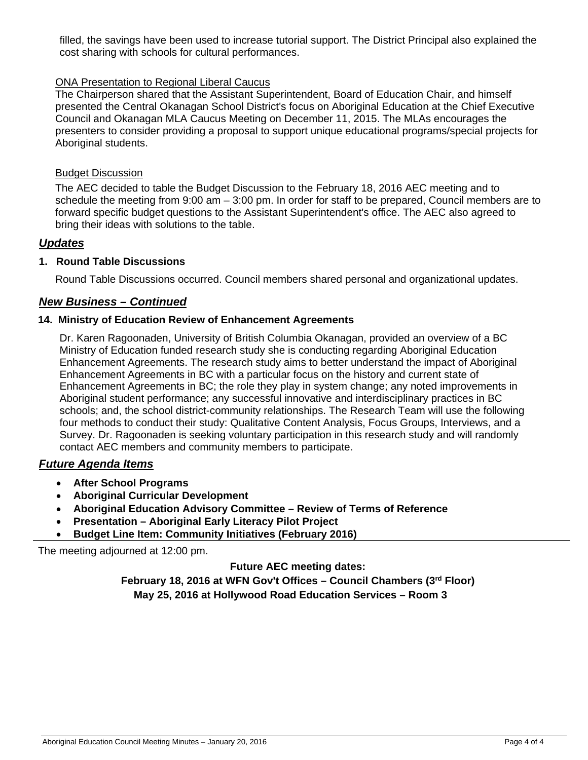filled, the savings have been used to increase tutorial support. The District Principal also explained the cost sharing with schools for cultural performances.

ONA Presentation to Regional Liberal Caucus

The Chairperson shared that the Assistant Superintendent, Board of Education Chair, and himself presented the Central Okanagan School District's focus on Aboriginal Education at the Chief Executive Council and Okanagan MLA Caucus Meeting on December 11, 2015. The MLAs encourages the presenters to consider providing a proposal to support unique educational programs/special projects for Aboriginal students.

Budget Discussion

The AEC decided to table the Budget Discussion to the February 18, 2016 AEC meeting and to schedule the meeting from 9:00 am – 3:00 pm. In order for staff to be prepared, Council members are to forward specific budget questions to the Assistant Superintendent's office. The AEC also agreed to bring their ideas with solutions to the table.

## ***Updates***

**1. Round Table Discussions**

Round Table Discussions occurred. Council members shared personal and organizational updates.

## ***New Business – Continued***

**14. Ministry of Education Review of Enhancement Agreements**

Dr. Karen Ragoonaden, University of British Columbia Okanagan, provided an overview of a BC Ministry of Education funded research study she is conducting regarding Aboriginal Education Enhancement Agreements. The research study aims to better understand the impact of Aboriginal Enhancement Agreements in BC with a particular focus on the history and current state of Enhancement Agreements in BC; the role they play in system change; any noted improvements in Aboriginal student performance; any successful innovative and interdisciplinary practices in BC schools; and, the school district-community relationships. The Research Team will use the following four methods to conduct their study: Qualitative Content Analysis, Focus Groups, Interviews, and a Survey. Dr. Ragoonaden is seeking voluntary participation in this research study and will randomly contact AEC members and community members to participate.

## ***Future Agenda Items***

- **After School Programs**
- **Aboriginal Curricular Development**
- **Aboriginal Education Advisory Committee – Review of Terms of Reference**
- **Presentation – Aboriginal Early Literacy Pilot Project**
- **Budget Line Item: Community Initiatives (February 2016)**

The meeting adjourned at 12:00 pm.

**Future AEC meeting dates:**

**February 18, 2016 at WFN Gov't Offices – Council Chambers (3rd Floor)**

**May 25, 2016 at Hollywood Road Education Services – Room 3**